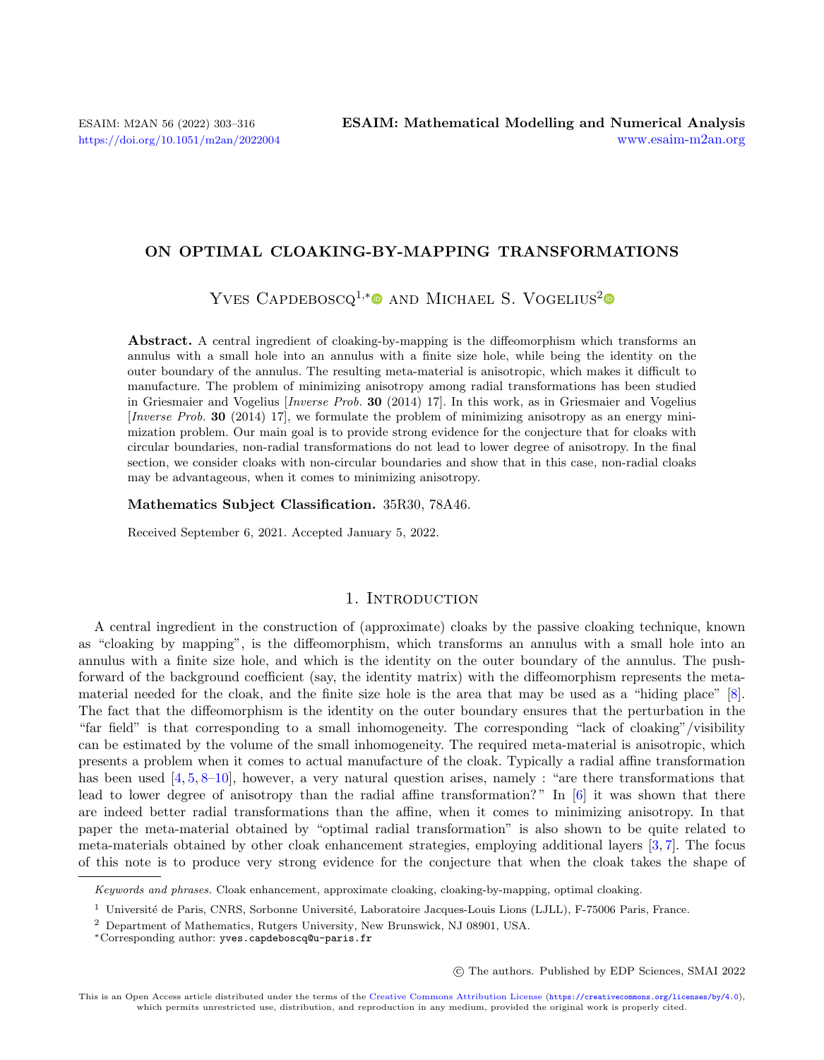# ON OPTIMAL CLOAKING-BY-MAPPING TRANSFORMATIONS

Yves Capdeboscq[1,*] and Michael S. Vogelius[2]

**Abstract.** A central ingredient of cloaking-by-mapping is the diffeomorphism which transforms an annulus with a small hole into an annulus with a finite size hole, while being the identity on the outer boundary of the annulus. The resulting meta-material is anisotropic, which makes it difficult to manufacture. The problem of minimizing anisotropy among radial transformations has been studied in Griesmaier and Vogelius [*Inverse Prob.* **30** (2014) 17]. In this work, as in Griesmaier and Vogelius [*Inverse Prob.* **30** (2014) 17], we formulate the problem of minimizing anisotropy as an energy minimization problem. Our main goal is to provide strong evidence for the conjecture that for cloaks with circular boundaries, non-radial transformations do not lead to lower degree of anisotropy. In the final section, we consider cloaks with non-circular boundaries and show that in this case, non-radial cloaks may be advantageous, when it comes to minimizing anisotropy.

**Mathematics Subject Classification.** 35R30, 78A46.

Received September 6, 2021. Accepted January 5, 2022.

## 1. Introduction

A central ingredient in the construction of (approximate) cloaks by the passive cloaking technique, known as "cloaking by mapping", is the diffeomorphism, which transforms an annulus with a small hole into an annulus with a finite size hole, and which is the identity on the outer boundary of the annulus. The push-forward of the background coefficient (say, the identity matrix) with the diffeomorphism represents the meta-material needed for the cloak, and the finite size hole is the area that may be used as a "hiding place" [8]. The fact that the diffeomorphism is the identity on the outer boundary ensures that the perturbation in the "far field" is that corresponding to a small inhomogeneity. The corresponding "lack of cloaking"/visibility can be estimated by the volume of the small inhomogeneity. The required meta-material is anisotropic, which presents a problem when it comes to actual manufacture of the cloak. Typically a radial affine transformation has been used [4, 5, 8–10], however, a very natural question arises, namely : "are there transformations that lead to lower degree of anisotropy than the radial affine transformation?" In [6] it was shown that there are indeed better radial transformations than the affine, when it comes to minimizing anisotropy. In that paper the meta-material obtained by "optimal radial transformation" is also shown to be quite related to meta-materials obtained by other cloak enhancement strategies, employing additional layers [3, 7]. The focus of this note is to produce very strong evidence for the conjecture that when the cloak takes the shape of

---

*Keywords and phrases.* Cloak enhancement, approximate cloaking, cloaking-by-mapping, optimal cloaking.

[1] Université de Paris, CNRS, Sorbonne Université, Laboratoire Jacques-Louis Lions (LJLL), F-75006 Paris, France.

[2] Department of Mathematics, Rutgers University, New Brunswick, NJ 08901, USA.

[*] Corresponding author: yves.capdeboscq@u-paris.fr

© The authors. Published by EDP Sciences, SMAI 2022

This is an Open Access article distributed under the terms of the Creative Commons Attribution License (https://creativecommons.org/licenses/by/4.0), which permits unrestricted use, distribution, and reproduction in any medium, provided the original work is properly cited.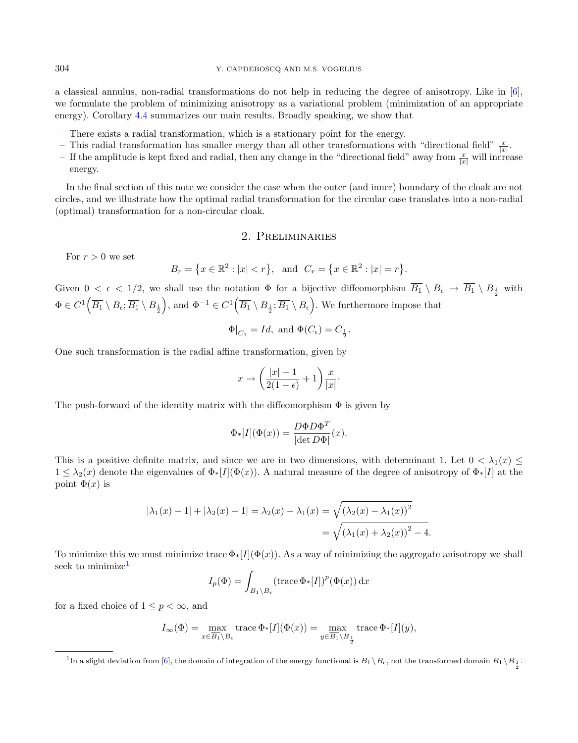a classical annulus, non-radial transformations do not help in reducing the degree of anisotropy. Like in [6], we formulate the problem of minimizing anisotropy as a variational problem (minimization of an appropriate energy). Corollary 4.4 summarizes our main results. Broadly speaking, we show that

- There exists a radial transformation, which is a stationary point for the energy.
- This radial transformation has smaller energy than all other transformations with "directional field" $\frac{x}{|x|}$.
- If the amplitude is kept fixed and radial, then any change in the "directional field" away from $\frac{x}{|x|}$ will increase energy.

In the final section of this note we consider the case when the outer (and inner) boundary of the cloak are not circles, and we illustrate how the optimal radial transformation for the circular case translates into a non-radial (optimal) transformation for a non-circular cloak.

## 2. Preliminaries

For $r > 0$ we set

$$B_r = \left\{x \in \mathbb{R}^2 : |x| < r\right\}, \quad \text{and} \quad C_r = \left\{x \in \mathbb{R}^2 : |x| = r\right\}.$$

Given $0 < \epsilon < 1/2$, we shall use the notation $\Phi$ for a bijective diffeomorphism $\overline{B_1} \setminus B_\epsilon \to \overline{B_1} \setminus B_{\frac{1}{2}}$ with $\Phi \in C^1\left(\overline{B_1} \setminus B_\epsilon; \overline{B_1} \setminus B_{\frac{1}{2}}\right)$, and $\Phi^{-1} \in C^1\left(\overline{B_1} \setminus B_{\frac{1}{2}}; \overline{B_1} \setminus B_\epsilon\right)$. We furthermore impose that

$$\Phi|_{C_1} = Id, \text{ and } \Phi(C_\epsilon) = C_{\frac{1}{2}}.$$

One such transformation is the radial affine transformation, given by

$$x \to \left(\frac{|x| - 1}{2(1-\epsilon)} + 1\right)\frac{x}{|x|}.$$

The push-forward of the identity matrix with the diffeomorphism $\Phi$ is given by

$$\Phi_*[I](\Phi(x)) = \frac{D\Phi D\Phi^T}{|\det D\Phi|}(x).$$

This is a positive definite matrix, and since we are in two dimensions, with determinant 1. Let $0 < \lambda_1(x) \leq 1 \leq \lambda_2(x)$ denote the eigenvalues of $\Phi_*[I](\Phi(x))$. A natural measure of the degree of anisotropy of $\Phi_*[I]$ at the point $\Phi(x)$ is

$$|\lambda_1(x) - 1| + |\lambda_2(x) - 1| = \lambda_2(x) - \lambda_1(x) = \sqrt{\left(\lambda_2(x) - \lambda_1(x)\right)^2} = \sqrt{\left(\lambda_1(x) + \lambda_2(x)\right)^2 - 4}.$$

To minimize this we must minimize trace $\Phi_*[I](\Phi(x))$. As a way of minimizing the aggregate anisotropy we shall seek to minimize[1]

$$I_p(\Phi) = \int_{B_1 \setminus B_\epsilon} (\text{trace}\, \Phi_*[I])^p(\Phi(x))\, \mathrm{d}x$$

for a fixed choice of $1 \leq p < \infty$, and

$$I_\infty(\Phi) = \max_{x \in \overline{B_1} \setminus B_\epsilon} \text{trace}\, \Phi_*[I](\Phi(x)) = \max_{y \in \overline{B_1} \setminus B_{\frac{1}{2}}} \text{trace}\, \Phi_*[I](y),$$

[1] In a slight deviation from [6], the domain of integration of the energy functional is $B_1 \setminus B_\epsilon$, not the transformed domain $B_1 \setminus B_{\frac{1}{2}}$.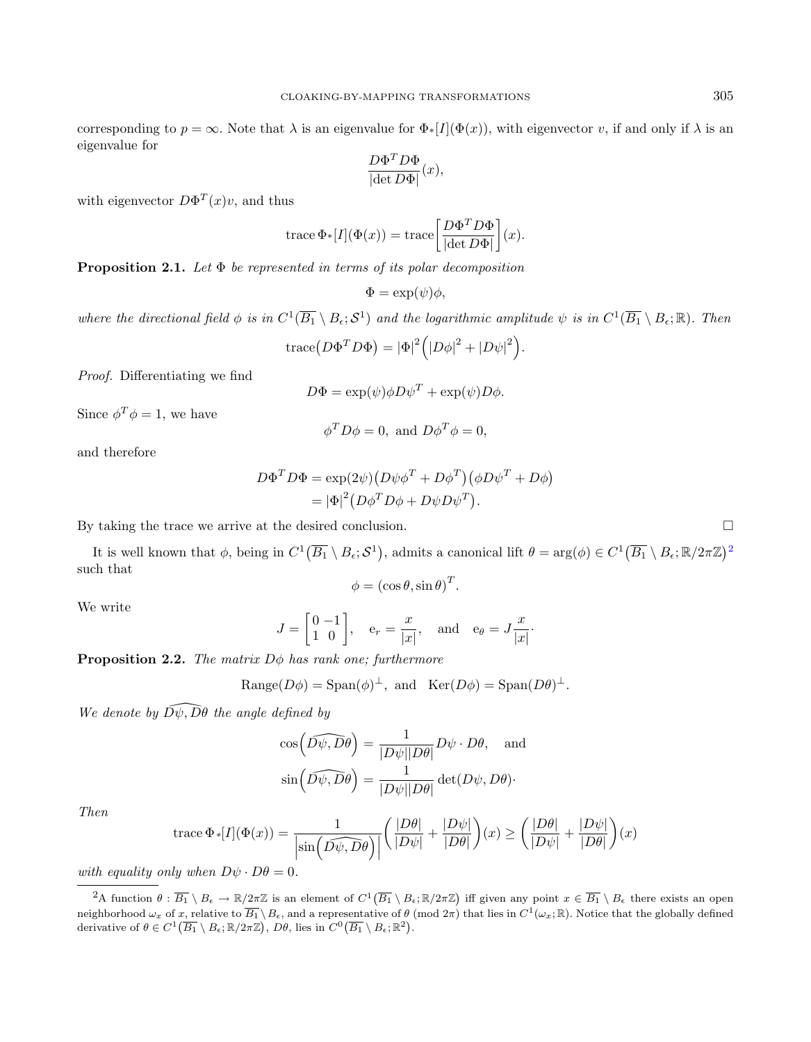corresponding to $p = \infty$. Note that $\lambda$ is an eigenvalue for $\Phi_*[I](\Phi(x))$, with eigenvector $v$, if and only if $\lambda$ is an eigenvalue for

$$\frac{D\Phi^T D\Phi}{|\det D\Phi|}(x),$$

with eigenvector $D\Phi^T(x)v$, and thus

$$\operatorname{trace} \Phi_*[I](\Phi(x)) = \operatorname{trace}\left[\frac{D\Phi^T D\Phi}{|\det D\Phi|}\right](x).$$

**Proposition 2.1.** *Let $\Phi$ be represented in terms of its polar decomposition*

$$\Phi = \exp(\psi)\phi,$$

*where the directional field $\phi$ is in $C^1(\overline{B_1} \setminus B_\epsilon; \mathcal{S}^1)$ and the logarithmic amplitude $\psi$ is in $C^1(\overline{B_1} \setminus B_\epsilon; \mathbb{R})$. Then*

$$\operatorname{trace}\big(D\Phi^T D\Phi\big) = |\Phi|^2\Big(|D\phi|^2 + |D\psi|^2\Big).$$

*Proof.* Differentiating we find

$$D\Phi = \exp(\psi)\phi D\psi^T + \exp(\psi)D\phi.$$

Since $\phi^T\phi = 1$, we have

$$\phi^T D\phi = 0, \text{ and } D\phi^T\phi = 0,$$

and therefore

$$\begin{aligned} D\Phi^T D\Phi &= \exp(2\psi)\big(D\psi\phi^T + D\phi^T\big)\big(\phi D\psi^T + D\phi\big) \\ &= |\Phi|^2\big(D\phi^T D\phi + D\psi D\psi^T\big). \end{aligned}$$

By taking the trace we arrive at the desired conclusion. $\square$

It is well known that $\phi$, being in $C^1\big(\overline{B_1} \setminus B_\epsilon; \mathcal{S}^1\big)$, admits a canonical lift $\theta = \arg(\phi) \in C^1\big(\overline{B_1} \setminus B_\epsilon; \mathbb{R}/2\pi\mathbb{Z}\big)$[2] such that

$$\phi = (\cos\theta, \sin\theta)^T.$$

We write

$$J = \begin{bmatrix} 0 & -1 \\ 1 & 0 \end{bmatrix}, \quad \mathrm{e}_r = \frac{x}{|x|}, \quad \text{and} \quad \mathrm{e}_\theta = J\frac{x}{|x|}\cdot$$

**Proposition 2.2.** *The matrix $D\phi$ has rank one; furthermore*

$$\operatorname{Range}(D\phi) = \operatorname{Span}(\phi)^\perp, \text{ and } \operatorname{Ker}(D\phi) = \operatorname{Span}(D\theta)^\perp.$$

*We denote by $\widehat{D\psi, D\theta}$ the angle defined by*

$$\cos\Big(\widehat{D\psi, D\theta}\Big) = \frac{1}{|D\psi||D\theta|} D\psi \cdot D\theta, \quad \text{and}$$

$$\sin\Big(\widehat{D\psi, D\theta}\Big) = \frac{1}{|D\psi||D\theta|} \det(D\psi, D\theta)\cdot$$

*Then*

$$\operatorname{trace} \Phi_*[I](\Phi(x)) = \frac{1}{\Big|\sin\Big(\widehat{D\psi, D\theta}\Big)\Big|}\left(\frac{|D\theta|}{|D\psi|} + \frac{|D\psi|}{|D\theta|}\right)(x) \geq \left(\frac{|D\theta|}{|D\psi|} + \frac{|D\psi|}{|D\theta|}\right)(x)$$

*with equality only when $D\psi \cdot D\theta = 0$.*

---

[2] A function $\theta : \overline{B_1} \setminus B_\epsilon \to \mathbb{R}/2\pi\mathbb{Z}$ is an element of $C^1\big(\overline{B_1} \setminus B_\epsilon; \mathbb{R}/2\pi\mathbb{Z}\big)$ iff given any point $x \in \overline{B_1} \setminus B_\epsilon$ there exists an open neighborhood $\omega_x$ of $x$, relative to $\overline{B_1} \setminus B_\epsilon$, and a representative of $\theta$ (mod $2\pi$) that lies in $C^1(\omega_x; \mathbb{R})$. Notice that the globally defined derivative of $\theta \in C^1\big(\overline{B_1} \setminus B_\epsilon; \mathbb{R}/2\pi\mathbb{Z}\big)$, $D\theta$, lies in $C^0\big(\overline{B_1} \setminus B_\epsilon; \mathbb{R}^2\big)$.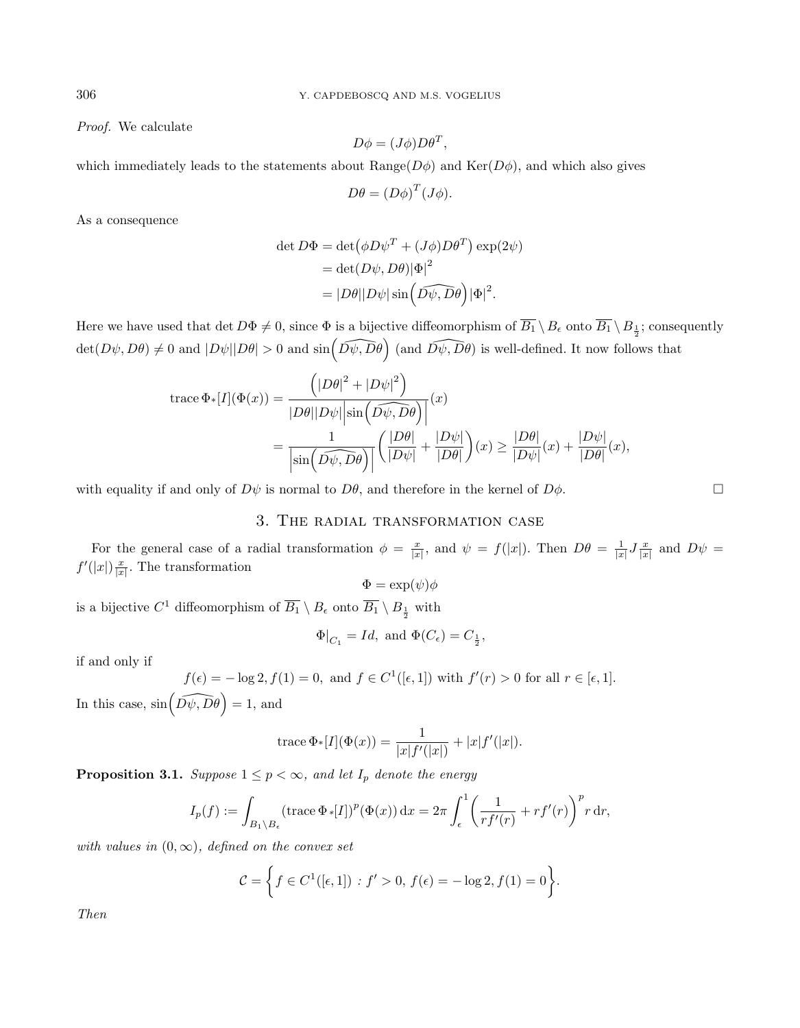*Proof.* We calculate

$$D\phi = (J\phi)D\theta^T,$$

which immediately leads to the statements about Range($D\phi$) and Ker($D\phi$), and which also gives

$$D\theta = (D\phi)^T(J\phi).$$

As a consequence

$$\begin{aligned}
\det D\Phi &= \det\bigl(\phi D\psi^T + (J\phi)D\theta^T\bigr)\exp(2\psi)\\
&= \det(D\psi, D\theta)|\Phi|^2\\
&= |D\theta||D\psi|\sin\Bigl(\widehat{D\psi, D\theta}\Bigr)|\Phi|^2.
\end{aligned}$$

Here we have used that $\det D\Phi \neq 0$, since $\Phi$ is a bijective diffeomorphism of $\overline{B_1}\setminus B_\epsilon$ onto $\overline{B_1}\setminus B_{\frac{1}{2}}$; consequently $\det(D\psi, D\theta) \neq 0$ and $|D\psi||D\theta| > 0$ and $\sin\Bigl(\widehat{D\psi, D\theta}\Bigr)$ (and $\widehat{D\psi, D\theta}$) is well-defined. It now follows that

$$\begin{aligned}
\operatorname{trace}\Phi_*[I](\Phi(x)) &= \frac{\Bigl(|D\theta|^2 + |D\psi|^2\Bigr)}{|D\theta||D\psi|\Bigl|\sin\Bigl(\widehat{D\psi, D\theta}\Bigr)\Bigr|}(x)\\
&= \frac{1}{\Bigl|\sin\Bigl(\widehat{D\psi, D\theta}\Bigr)\Bigr|}\left(\frac{|D\theta|}{|D\psi|} + \frac{|D\psi|}{|D\theta|}\right)(x) \geq \frac{|D\theta|}{|D\psi|}(x) + \frac{|D\psi|}{|D\theta|}(x),
\end{aligned}$$

with equality if and only of $D\psi$ is normal to $D\theta$, and therefore in the kernel of $D\phi$. $\square$

## 3. The radial transformation case

For the general case of a radial transformation $\phi = \frac{x}{|x|}$, and $\psi = f(|x|)$. Then $D\theta = \frac{1}{|x|}J\frac{x}{|x|}$ and $D\psi = f'(|x|)\frac{x}{|x|}$. The transformation

$$\Phi = \exp(\psi)\phi$$

is a bijective $C^1$ diffeomorphism of $\overline{B_1}\setminus B_\epsilon$ onto $\overline{B_1}\setminus B_{\frac{1}{2}}$ with

$$\Phi\big|_{C_1} = Id, \text{ and } \Phi(C_\epsilon) = C_{\frac{1}{2}},$$

if and only if

$$f(\epsilon) = -\log 2, f(1) = 0, \text{ and } f \in C^1([\epsilon, 1]) \text{ with } f'(r) > 0 \text{ for all } r \in [\epsilon, 1].$$

In this case, $\sin\Bigl(\widehat{D\psi, D\theta}\Bigr) = 1$, and

$$\operatorname{trace}\Phi_*[I](\Phi(x)) = \frac{1}{|x|f'(|x|)} + |x|f'(|x|).$$

**Proposition 3.1.** *Suppose $1 \leq p < \infty$, and let $I_p$ denote the energy*

$$I_p(f) := \int_{B_1\setminus B_\epsilon}(\operatorname{trace}\Phi_*[I])^p(\Phi(x))\,\mathrm{d}x = 2\pi\int_\epsilon^1\left(\frac{1}{rf'(r)} + rf'(r)\right)^p r\,\mathrm{d}r,$$

*with values in $(0,\infty)$, defined on the convex set*

$$\mathcal{C} = \Bigl\{f \in C^1([\epsilon, 1]) \,:\, f' > 0,\, f(\epsilon) = -\log 2, f(1) = 0\Bigr\}.$$

*Then*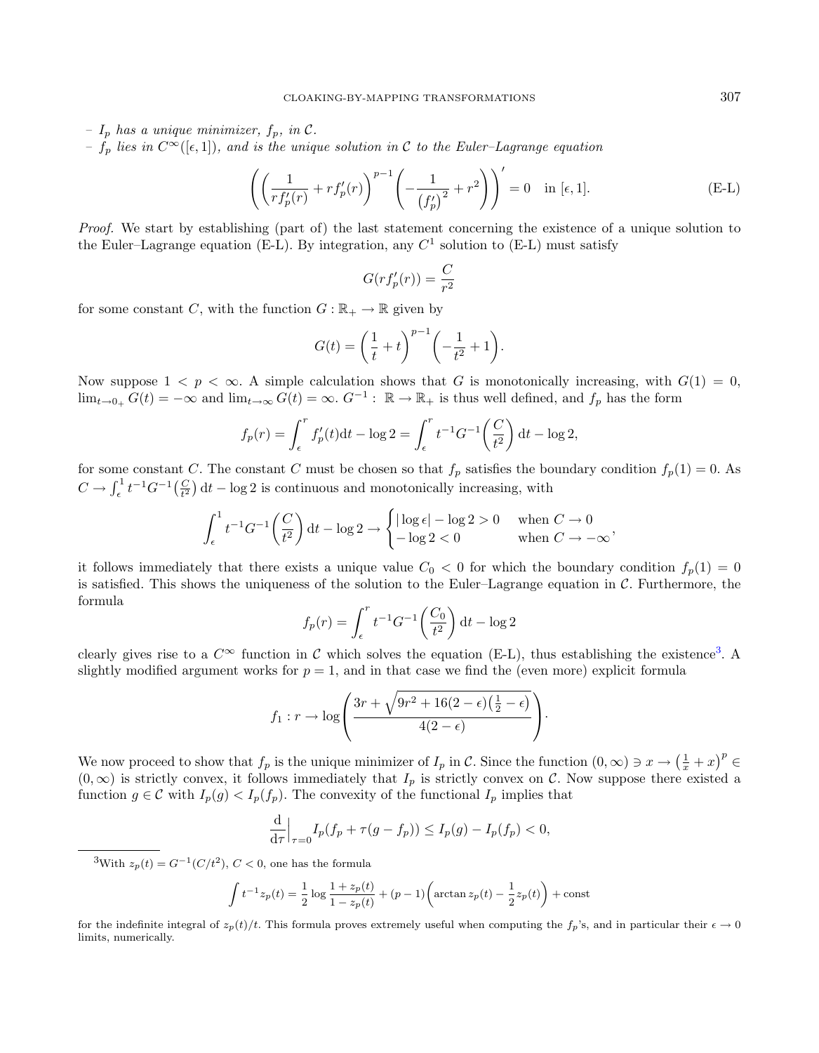– $I_p$ *has a unique minimizer*, $f_p$, *in* $\mathcal{C}$.
– $f_p$ *lies in* $C^\infty([\epsilon, 1])$, *and is the unique solution in* $\mathcal{C}$ *to the Euler–Lagrange equation*

$$\left(\left(\frac{1}{rf_p'(r)} + rf_p'(r)\right)^{p-1}\left(-\frac{1}{\left(f_p'\right)^2} + r^2\right)\right)' = 0 \quad \text{in } [\epsilon, 1]. \tag{E-L}$$

*Proof.* We start by establishing (part of) the last statement concerning the existence of a unique solution to the Euler–Lagrange equation (E-L). By integration, any $C^1$ solution to (E-L) must satisfy

$$G(rf_p'(r)) = \frac{C}{r^2}$$

for some constant $C$, with the function $G : \mathbb{R}_+ \to \mathbb{R}$ given by

$$G(t) = \left(\frac{1}{t} + t\right)^{p-1}\left(-\frac{1}{t^2} + 1\right).$$

Now suppose $1 < p < \infty$. A simple calculation shows that $G$ is monotonically increasing, with $G(1) = 0$, $\lim_{t \to 0_+} G(t) = -\infty$ and $\lim_{t\to\infty} G(t) = \infty$. $G^{-1}: \mathbb{R} \to \mathbb{R}_+$ is thus well defined, and $f_p$ has the form

$$f_p(r) = \int_\epsilon^r f_p'(t)\mathrm{d}t - \log 2 = \int_\epsilon^r t^{-1}G^{-1}\left(\frac{C}{t^2}\right)\mathrm{d}t - \log 2,$$

for some constant $C$. The constant $C$ must be chosen so that $f_p$ satisfies the boundary condition $f_p(1) = 0$. As $C \to \int_\epsilon^1 t^{-1}G^{-1}\left(\frac{C}{t^2}\right)\mathrm{d}t - \log 2$ is continuous and monotonically increasing, with

$$\int_\epsilon^1 t^{-1}G^{-1}\left(\frac{C}{t^2}\right)\mathrm{d}t - \log 2 \to \begin{cases} |\log\epsilon| - \log 2 > 0 & \text{when } C \to 0 \\ -\log 2 < 0 & \text{when } C \to -\infty \end{cases},$$

it follows immediately that there exists a unique value $C_0 < 0$ for which the boundary condition $f_p(1) = 0$ is satisfied. This shows the uniqueness of the solution to the Euler–Lagrange equation in $\mathcal{C}$. Furthermore, the formula

$$f_p(r) = \int_\epsilon^r t^{-1}G^{-1}\left(\frac{C_0}{t^2}\right)\mathrm{d}t - \log 2$$

clearly gives rise to a $C^\infty$ function in $\mathcal{C}$ which solves the equation (E-L), thus establishing the existence[3]. A slightly modified argument works for $p = 1$, and in that case we find the (even more) explicit formula

$$f_1 : r \to \log\left(\frac{3r + \sqrt{9r^2 + 16(2-\epsilon)\left(\frac{1}{2} - \epsilon\right)}}{4(2-\epsilon)}\right).$$

We now proceed to show that $f_p$ is the unique minimizer of $I_p$ in $\mathcal{C}$. Since the function $(0,\infty) \ni x \to \left(\frac{1}{x} + x\right)^p \in (0,\infty)$ is strictly convex, it follows immediately that $I_p$ is strictly convex on $\mathcal{C}$. Now suppose there existed a function $g \in \mathcal{C}$ with $I_p(g) < I_p(f_p)$. The convexity of the functional $I_p$ implies that

$$\frac{\mathrm{d}}{\mathrm{d}\tau}\Big|_{\tau=0} I_p(f_p + \tau(g - f_p)) \le I_p(g) - I_p(f_p) < 0,$$

---

[3] With $z_p(t) = G^{-1}(C/t^2)$, $C < 0$, one has the formula

$$\int t^{-1}z_p(t) = \frac{1}{2}\log\frac{1 + z_p(t)}{1 - z_p(t)} + (p-1)\left(\arctan z_p(t) - \frac{1}{2}z_p(t)\right) + \text{const}$$

for the indefinite integral of $z_p(t)/t$. This formula proves extremely useful when computing the $f_p$'s, and in particular their $\epsilon \to 0$ limits, numerically.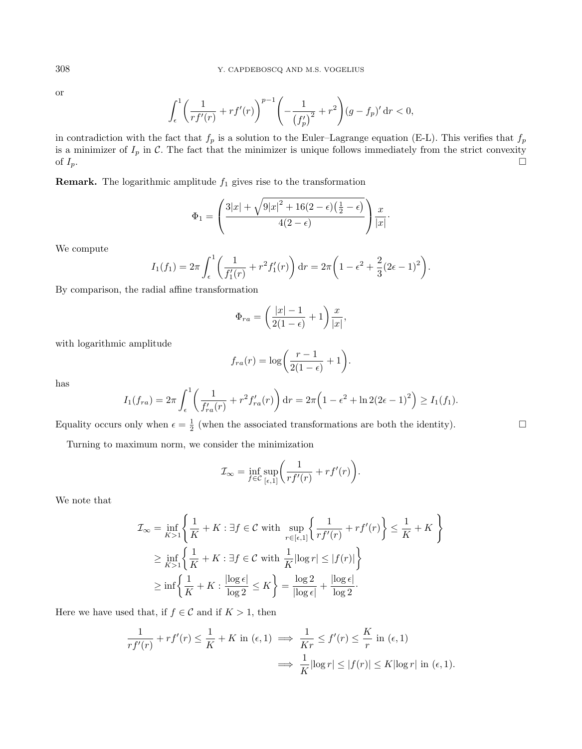or

$$\int_\epsilon^1 \left(\frac{1}{rf'(r)} + rf'(r)\right)^{p-1} \left(-\frac{1}{\left(f_p'\right)^2} + r^2\right)(g - f_p)' \,\mathrm{d}r < 0,$$

in contradiction with the fact that $f_p$ is a solution to the Euler–Lagrange equation (E-L). This verifies that $f_p$ is a minimizer of $I_p$ in $\mathcal{C}$. The fact that the minimizer is unique follows immediately from the strict convexity of $I_p$. $\square$

**Remark.** The logarithmic amplitude $f_1$ gives rise to the transformation

$$\Phi_1 = \left(\frac{3|x| + \sqrt{9|x|^2 + 16(2-\epsilon)\left(\frac{1}{2}-\epsilon\right)}}{4(2-\epsilon)}\right)\frac{x}{|x|}\cdot$$

We compute

$$I_1(f_1) = 2\pi \int_\epsilon^1 \left(\frac{1}{f_1'(r)} + r^2 f_1'(r)\right) \mathrm{d}r = 2\pi\left(1 - \epsilon^2 + \frac{2}{3}(2\epsilon - 1)^2\right).$$

By comparison, the radial affine transformation

$$\Phi_{ra} = \left(\frac{|x| - 1}{2(1-\epsilon)} + 1\right)\frac{x}{|x|},$$

with logarithmic amplitude

$$f_{ra}(r) = \log\left(\frac{r-1}{2(1-\epsilon)} + 1\right).$$

has

$$I_1(f_{ra}) = 2\pi \int_\epsilon^1 \left(\frac{1}{f_{ra}'(r)} + r^2 f_{ra}'(r)\right) \mathrm{d}r = 2\pi\left(1 - \epsilon^2 + \ln 2(2\epsilon - 1)^2\right) \geq I_1(f_1).$$

Equality occurs only when $\epsilon = \frac{1}{2}$ (when the associated transformations are both the identity). $\square$

Turning to maximum norm, we consider the minimization

$$\mathcal{I}_\infty = \inf_{f \in \mathcal{C}} \sup_{[\epsilon,1]} \left(\frac{1}{rf'(r)} + rf'(r)\right).$$

We note that

$$\begin{aligned}
\mathcal{I}_\infty &= \inf_{K>1}\left\{\frac{1}{K} + K : \exists f \in \mathcal{C} \text{ with } \sup_{r\in[\epsilon,1]}\left\{\frac{1}{rf'(r)} + rf'(r)\right\} \leq \frac{1}{K} + K\right\} \\
&\geq \inf_{K>1}\left\{\frac{1}{K} + K : \exists f \in \mathcal{C} \text{ with } \frac{1}{K}|\log r| \leq |f(r)|\right\} \\
&\geq \inf\left\{\frac{1}{K} + K : \frac{|\log\epsilon|}{\log 2} \leq K\right\} = \frac{\log 2}{|\log\epsilon|} + \frac{|\log\epsilon|}{\log 2}\cdot
\end{aligned}$$

Here we have used that, if $f \in \mathcal{C}$ and if $K > 1$, then

$$\begin{aligned}
\frac{1}{rf'(r)} + rf'(r) \leq \frac{1}{K} + K \text{ in } (\epsilon, 1) &\implies \frac{1}{Kr} \leq f'(r) \leq \frac{K}{r} \text{ in } (\epsilon, 1) \\
&\implies \frac{1}{K}|\log r| \leq |f(r)| \leq K|\log r| \text{ in } (\epsilon, 1).
\end{aligned}$$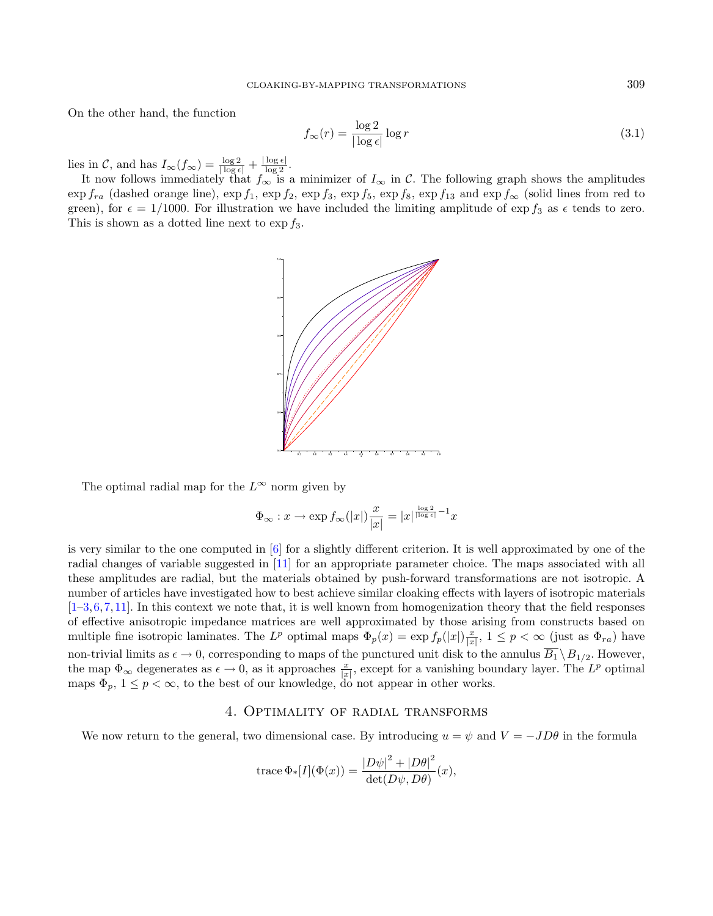On the other hand, the function

$$f_\infty(r) = \frac{\log 2}{|\log \epsilon|} \log r \tag{3.1}$$

lies in $\mathcal{C}$, and has $I_\infty(f_\infty) = \frac{\log 2}{|\log \epsilon|} + \frac{|\log \epsilon|}{\log 2}$.

It now follows immediately that $f_\infty$ is a minimizer of $I_\infty$ in $\mathcal{C}$. The following graph shows the amplitudes $\exp f_{ra}$ (dashed orange line), $\exp f_1$, $\exp f_2$, $\exp f_3$, $\exp f_5$, $\exp f_8$, $\exp f_{13}$ and $\exp f_\infty$ (solid lines from red to green), for $\epsilon = 1/1000$. For illustration we have included the limiting amplitude of $\exp f_3$ as $\epsilon$ tends to zero. This is shown as a dotted line next to $\exp f_3$.

The optimal radial map for the $L^\infty$ norm given by

$$\Phi_\infty : x \to \exp f_\infty(|x|) \frac{x}{|x|} = |x|^{\frac{\log 2}{|\log \epsilon|} - 1} x$$

is very similar to the one computed in [6] for a slightly different criterion. It is well approximated by one of the radial changes of variable suggested in [11] for an appropriate parameter choice. The maps associated with all these amplitudes are radial, but the materials obtained by push-forward transformations are not isotropic. A number of articles have investigated how to best achieve similar cloaking effects with layers of isotropic materials [1–3, 6, 7, 11]. In this context we note that, it is well known from homogenization theory that the field responses of effective anisotropic impedance matrices are well approximated by those arising from constructs based on multiple fine isotropic laminates. The $L^p$ optimal maps $\Phi_p(x) = \exp f_p(|x|) \frac{x}{|x|}$, $1 \le p < \infty$ (just as $\Phi_{ra}$) have non-trivial limits as $\epsilon \to 0$, corresponding to maps of the punctured unit disk to the annulus $\overline{B_1} \setminus B_{1/2}$. However, the map $\Phi_\infty$ degenerates as $\epsilon \to 0$, as it approaches $\frac{x}{|x|}$, except for a vanishing boundary layer. The $L^p$ optimal maps $\Phi_p$, $1 \le p < \infty$, to the best of our knowledge, do not appear in other works.

## 4. Optimality of radial transforms

We now return to the general, two dimensional case. By introducing $u = \psi$ and $V = -JD\theta$ in the formula

$$\operatorname{trace} \Phi_*[I](\Phi(x)) = \frac{|D\psi|^2 + |D\theta|^2}{\det(D\psi, D\theta)}(x),$$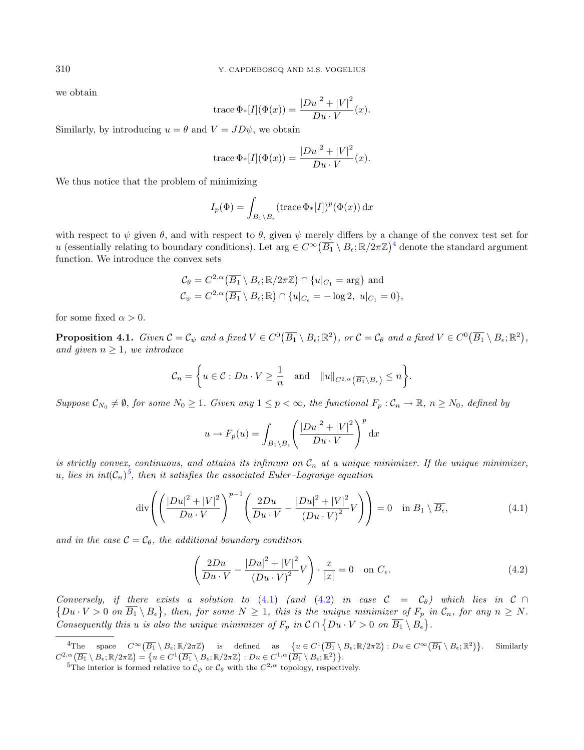we obtain

$$\operatorname{trace}\Phi_*[I](\Phi(x)) = \frac{|Du|^2 + |V|^2}{Du \cdot V}(x).$$

Similarly, by introducing $u = \theta$ and $V = JD\psi$, we obtain

$$\operatorname{trace}\Phi_*[I](\Phi(x)) = \frac{|Du|^2 + |V|^2}{Du \cdot V}(x).$$

We thus notice that the problem of minimizing

$$I_p(\Phi) = \int_{B_1 \setminus B_\epsilon} (\operatorname{trace}\Phi_*[I])^p(\Phi(x))\,\mathrm{d}x$$

with respect to $\psi$ given $\theta$, and with respect to $\theta$, given $\psi$ merely differs by a change of the convex test set for $u$ (essentially relating to boundary conditions). Let $\arg \in C^\infty\big(\overline{B_1} \setminus B_\epsilon; \mathbb{R}/2\pi\mathbb{Z}\big)$[4] denote the standard argument function. We introduce the convex sets

$$\mathcal{C}_\theta = C^{2,\alpha}\big(\overline{B_1} \setminus B_\epsilon; \mathbb{R}/2\pi\mathbb{Z}\big) \cap \{u|_{C_1} = \arg\} \text{ and}$$
$$\mathcal{C}_\psi = C^{2,\alpha}\big(\overline{B_1} \setminus B_\epsilon; \mathbb{R}\big) \cap \{u|_{C_\epsilon} = -\log 2,\ u|_{C_1} = 0\},$$

for some fixed $\alpha > 0$.

**Proposition 4.1.** *Given $\mathcal{C} = \mathcal{C}_\psi$ and a fixed $V \in C^0\big(\overline{B_1} \setminus B_\epsilon; \mathbb{R}^2\big)$, or $\mathcal{C} = \mathcal{C}_\theta$ and a fixed $V \in C^0\big(\overline{B_1} \setminus B_\epsilon; \mathbb{R}^2\big)$, and given $n \geq 1$, we introduce*

$$\mathcal{C}_n = \left\{ u \in \mathcal{C} : Du \cdot V \geq \frac{1}{n} \quad \text{and} \quad \|u\|_{C^{2,\alpha}(\overline{B_1} \setminus B_\epsilon)} \leq n \right\}.$$

*Suppose $\mathcal{C}_{N_0} \neq \emptyset$, for some $N_0 \geq 1$. Given any $1 \leq p < \infty$, the functional $F_p : \mathcal{C}_n \to \mathbb{R}$, $n \geq N_0$, defined by*

$$u \to F_p(u) = \int_{B_1 \setminus B_\epsilon} \left( \frac{|Du|^2 + |V|^2}{Du \cdot V} \right)^p \mathrm{d}x$$

*is strictly convex, continuous, and attains its infimum on $\mathcal{C}_n$ at a unique minimizer. If the unique minimizer, $u$, lies in int$(\mathcal{C}_n)$*[5]*, then it satisfies the associated Euler–Lagrange equation*

$$\operatorname{div}\left( \left( \frac{|Du|^2 + |V|^2}{Du \cdot V} \right)^{p-1} \left( \frac{2Du}{Du \cdot V} - \frac{|Du|^2 + |V|^2}{(Du \cdot V)^2} V \right) \right) = 0 \quad \text{in } B_1 \setminus \overline{B_\epsilon}, \tag{4.1}$$

*and in the case $\mathcal{C} = \mathcal{C}_\theta$, the additional boundary condition*

$$\left( \frac{2Du}{Du \cdot V} - \frac{|Du|^2 + |V|^2}{(Du \cdot V)^2} V \right) \cdot \frac{x}{|x|} = 0 \quad \text{on } C_\epsilon. \tag{4.2}$$

*Conversely, if there exists a solution to (4.1) (and (4.2) in case $\mathcal{C} = \mathcal{C}_\theta$) which lies in $\mathcal{C} \cap \big\{Du \cdot V > 0 \text{ on } \overline{B_1} \setminus B_\epsilon\big\}$, then, for some $N \geq 1$, this is the unique minimizer of $F_p$ in $\mathcal{C}_n$, for any $n \geq N$. Consequently this $u$ is also the unique minimizer of $F_p$ in $\mathcal{C} \cap \big\{Du \cdot V > 0 \text{ on } \overline{B_1} \setminus B_\epsilon\big\}$.*

---

[4] The space $C^\infty\big(\overline{B_1} \setminus B_\epsilon; \mathbb{R}/2\pi\mathbb{Z}\big)$ is defined as $\big\{u \in C^1\big(\overline{B_1} \setminus B_\epsilon; \mathbb{R}/2\pi\mathbb{Z}\big) : Du \in C^\infty\big(\overline{B_1} \setminus B_\epsilon; \mathbb{R}^2\big)\big\}$. Similarly $C^{2,\alpha}\big(\overline{B_1} \setminus B_\epsilon; \mathbb{R}/2\pi\mathbb{Z}\big) = \big\{u \in C^1\big(\overline{B_1} \setminus B_\epsilon; \mathbb{R}/2\pi\mathbb{Z}\big) : Du \in C^{1,\alpha}\big(\overline{B_1} \setminus B_\epsilon; \mathbb{R}^2\big)\big\}$.

[5] The interior is formed relative to $\mathcal{C}_\psi$ or $\mathcal{C}_\theta$ with the $C^{2,\alpha}$ topology, respectively.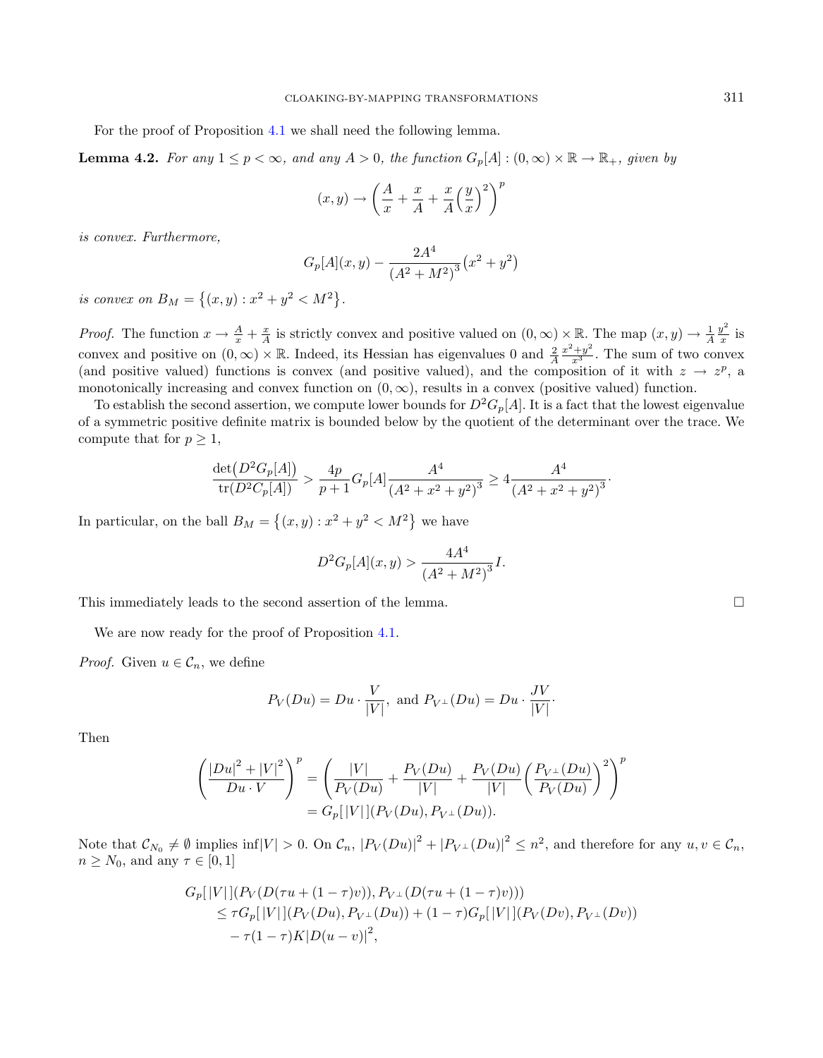For the proof of Proposition 4.1 we shall need the following lemma.

**Lemma 4.2.** *For any $1 \leq p < \infty$, and any $A > 0$, the function $G_p[A] : (0,\infty) \times \mathbb{R} \to \mathbb{R}_+$, given by*

$$(x, y) \to \left( \frac{A}{x} + \frac{x}{A} + \frac{x}{A}\Big(\frac{y}{x}\Big)^2 \right)^p$$

*is convex. Furthermore,*

$$G_p[A](x,y) - \frac{2A^4}{\left(A^2 + M^2\right)^3}\left(x^2 + y^2\right)$$

*is convex on $B_M = \left\{(x,y) : x^2 + y^2 < M^2\right\}$.*

*Proof.* The function $x \to \frac{A}{x} + \frac{x}{A}$ is strictly convex and positive valued on $(0,\infty)\times\mathbb{R}$. The map $(x,y) \to \frac{1}{A}\frac{y^2}{x}$ is convex and positive on $(0,\infty)\times\mathbb{R}$. Indeed, its Hessian has eigenvalues 0 and $\frac{2}{A}\frac{x^2+y^2}{x^3}$. The sum of two convex (and positive valued) functions is convex (and positive valued), and the composition of it with $z \to z^p$, a monotonically increasing and convex function on $(0,\infty)$, results in a convex (positive valued) function.

To establish the second assertion, we compute lower bounds for $D^2 G_p[A]$. It is a fact that the lowest eigenvalue of a symmetric positive definite matrix is bounded below by the quotient of the determinant over the trace. We compute that for $p \geq 1$,

$$\frac{\det\left(D^2 G_p[A]\right)}{\operatorname{tr}(D^2 C_p[A])} > \frac{4p}{p+1} G_p[A] \frac{A^4}{\left(A^2 + x^2 + y^2\right)^3} \geq 4\frac{A^4}{\left(A^2 + x^2 + y^2\right)^3}.$$

In particular, on the ball $B_M = \left\{(x,y) : x^2 + y^2 < M^2\right\}$ we have

$$D^2 G_p[A](x,y) > \frac{4A^4}{\left(A^2 + M^2\right)^3} I.$$

This immediately leads to the second assertion of the lemma. $\square$

We are now ready for the proof of Proposition 4.1.

*Proof.* Given $u \in \mathcal{C}_n$, we define

$$P_V(Du) = Du \cdot \frac{V}{|V|}, \text{ and } P_{V^\perp}(Du) = Du \cdot \frac{JV}{|V|}.$$

Then

$$\begin{aligned}\left( \frac{|Du|^2 + |V|^2}{Du \cdot V} \right)^p &= \left( \frac{|V|}{P_V(Du)} + \frac{P_V(Du)}{|V|} + \frac{P_V(Du)}{|V|}\left(\frac{P_{V^\perp}(Du)}{P_V(Du)}\right)^2 \right)^p \\ &= G_p[\,|V|\,](P_V(Du), P_{V^\perp}(Du)).\end{aligned}$$

Note that $\mathcal{C}_{N_0} \neq \emptyset$ implies $\inf|V| > 0$. On $\mathcal{C}_n$, $|P_V(Du)|^2 + |P_{V^\perp}(Du)|^2 \leq n^2$, and therefore for any $u, v \in \mathcal{C}_n$, $n \geq N_0$, and any $\tau \in [0,1]$

$$\begin{aligned}&G_p[\,|V|\,](P_V(D(\tau u + (1-\tau)v)), P_{V^\perp}(D(\tau u + (1-\tau)v))) \\ &\quad \leq \tau G_p[\,|V|\,](P_V(Du), P_{V^\perp}(Du)) + (1-\tau)G_p[\,|V|\,](P_V(Dv), P_{V^\perp}(Dv)) \\ &\quad\quad - \tau(1-\tau)K|D(u-v)|^2,\end{aligned}$$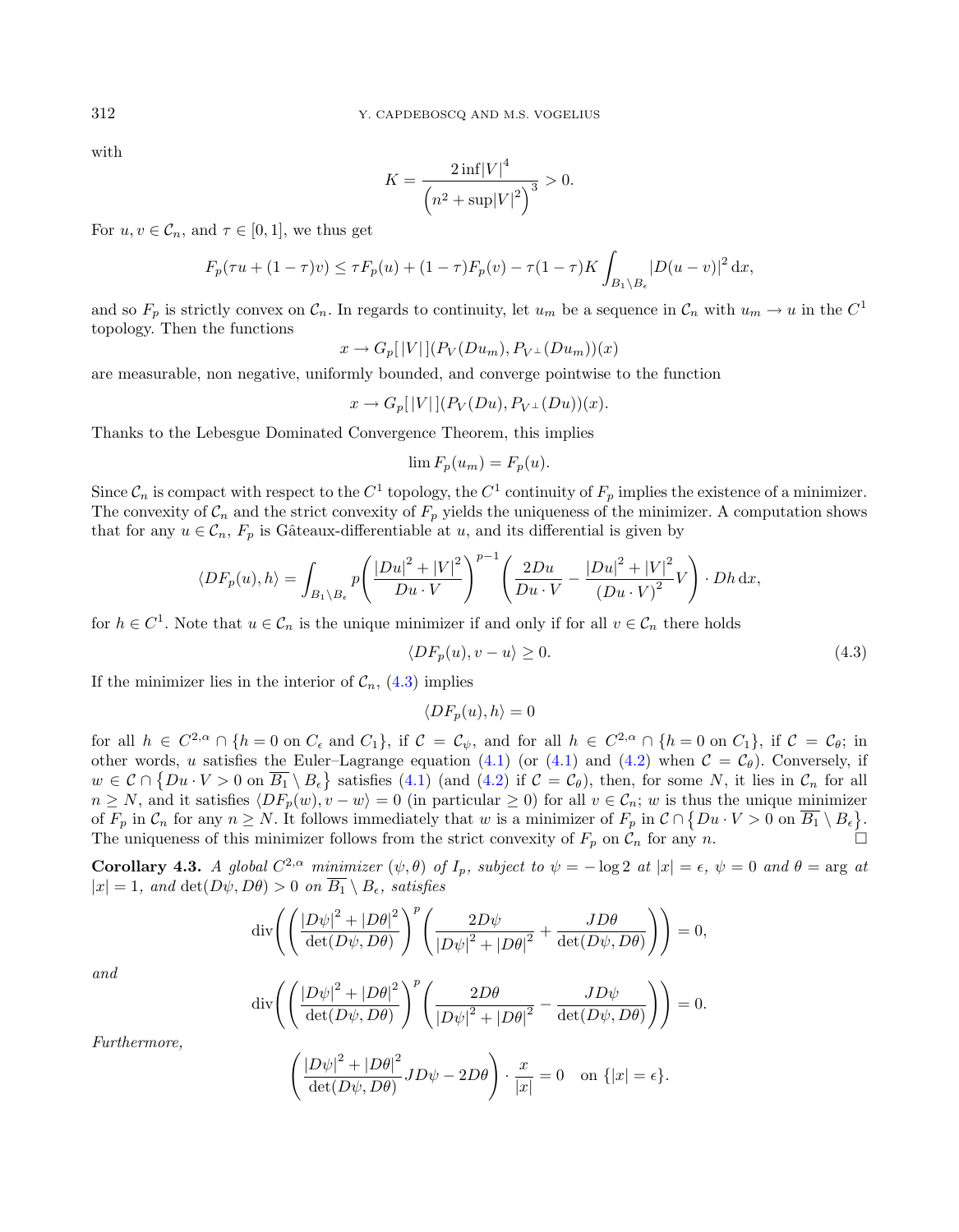with

$$K = \frac{2\inf|V|^4}{\left(n^2 + \sup|V|^2\right)^3} > 0.$$

For $u, v \in \mathcal{C}_n$, and $\tau \in [0,1]$, we thus get

$$F_p(\tau u + (1-\tau)v) \le \tau F_p(u) + (1-\tau)F_p(v) - \tau(1-\tau)K\int_{B_1\setminus B_\epsilon} |D(u-v)|^2\,\mathrm{d}x,$$

and so $F_p$ is strictly convex on $\mathcal{C}_n$. In regards to continuity, let $u_m$ be a sequence in $\mathcal{C}_n$ with $u_m \to u$ in the $C^1$ topology. Then the functions

$$x \to G_p[\,|V|\,](P_V(Du_m), P_{V^\perp}(Du_m))(x)$$

are measurable, non negative, uniformly bounded, and converge pointwise to the function

$$x \to G_p[\,|V|\,](P_V(Du), P_{V^\perp}(Du))(x).$$

Thanks to the Lebesgue Dominated Convergence Theorem, this implies

$$\lim F_p(u_m) = F_p(u).$$

Since $\mathcal{C}_n$ is compact with respect to the $C^1$ topology, the $C^1$ continuity of $F_p$ implies the existence of a minimizer. The convexity of $\mathcal{C}_n$ and the strict convexity of $F_p$ yields the uniqueness of the minimizer. A computation shows that for any $u \in \mathcal{C}_n$, $F_p$ is Gâteaux-differentiable at $u$, and its differential is given by

$$\langle DF_p(u), h\rangle = \int_{B_1\setminus B_\epsilon} p\left(\frac{|Du|^2 + |V|^2}{Du\cdot V}\right)^{p-1}\left(\frac{2Du}{Du\cdot V} - \frac{|Du|^2+|V|^2}{(Du\cdot V)^2}V\right)\cdot Dh\,\mathrm{d}x,$$

for $h \in C^1$. Note that $u \in \mathcal{C}_n$ is the unique minimizer if and only if for all $v \in \mathcal{C}_n$ there holds

$$\langle DF_p(u), v-u\rangle \ge 0. \tag{4.3}$$

If the minimizer lies in the interior of $\mathcal{C}_n$, (4.3) implies

$$\langle DF_p(u), h\rangle = 0$$

for all $h \in C^{2,\alpha} \cap \{h = 0 \text{ on } C_\epsilon \text{ and } C_1\}$, if $\mathcal{C} = \mathcal{C}_\psi$, and for all $h \in C^{2,\alpha} \cap \{h = 0 \text{ on } C_1\}$, if $\mathcal{C} = \mathcal{C}_\theta$; in other words, $u$ satisfies the Euler–Lagrange equation (4.1) (or (4.1) and (4.2) when $\mathcal{C} = \mathcal{C}_\theta$). Conversely, if $w \in \mathcal{C} \cap \left\{Du\cdot V > 0 \text{ on } \overline{B_1}\setminus B_\epsilon\right\}$ satisfies (4.1) (and (4.2) if $\mathcal{C} = \mathcal{C}_\theta$), then, for some $N$, it lies in $\mathcal{C}_n$ for all $n \ge N$, and it satisfies $\langle DF_p(w), v-w\rangle = 0$ (in particular $\ge 0$) for all $v \in \mathcal{C}_n$; $w$ is thus the unique minimizer of $F_p$ in $\mathcal{C}_n$ for any $n \ge N$. It follows immediately that $w$ is a minimizer of $F_p$ in $\mathcal{C} \cap \left\{Du\cdot V > 0 \text{ on } \overline{B_1}\setminus B_\epsilon\right\}$. The uniqueness of this minimizer follows from the strict convexity of $F_p$ on $\mathcal{C}_n$ for any $n$. □

**Corollary 4.3.** *A global $C^{2,\alpha}$ minimizer $(\psi,\theta)$ of $I_p$, subject to $\psi = -\log 2$ at $|x| = \epsilon$, $\psi = 0$ and $\theta = \arg$ at $|x| = 1$, and $\det(D\psi, D\theta) > 0$ on $\overline{B_1}\setminus B_\epsilon$, satisfies*

$$\operatorname{div}\left(\left(\frac{|D\psi|^2+|D\theta|^2}{\det(D\psi,D\theta)}\right)^p\left(\frac{2D\psi}{|D\psi|^2+|D\theta|^2} + \frac{JD\theta}{\det(D\psi,D\theta)}\right)\right) = 0,$$

*and*

$$\operatorname{div}\left(\left(\frac{|D\psi|^2+|D\theta|^2}{\det(D\psi,D\theta)}\right)^p\left(\frac{2D\theta}{|D\psi|^2+|D\theta|^2} - \frac{JD\psi}{\det(D\psi,D\theta)}\right)\right) = 0.$$

*Furthermore,*

$$\left(\frac{|D\psi|^2+|D\theta|^2}{\det(D\psi,D\theta)}JD\psi - 2D\theta\right)\cdot\frac{x}{|x|} = 0 \quad \text{on } \{|x| = \epsilon\}.$$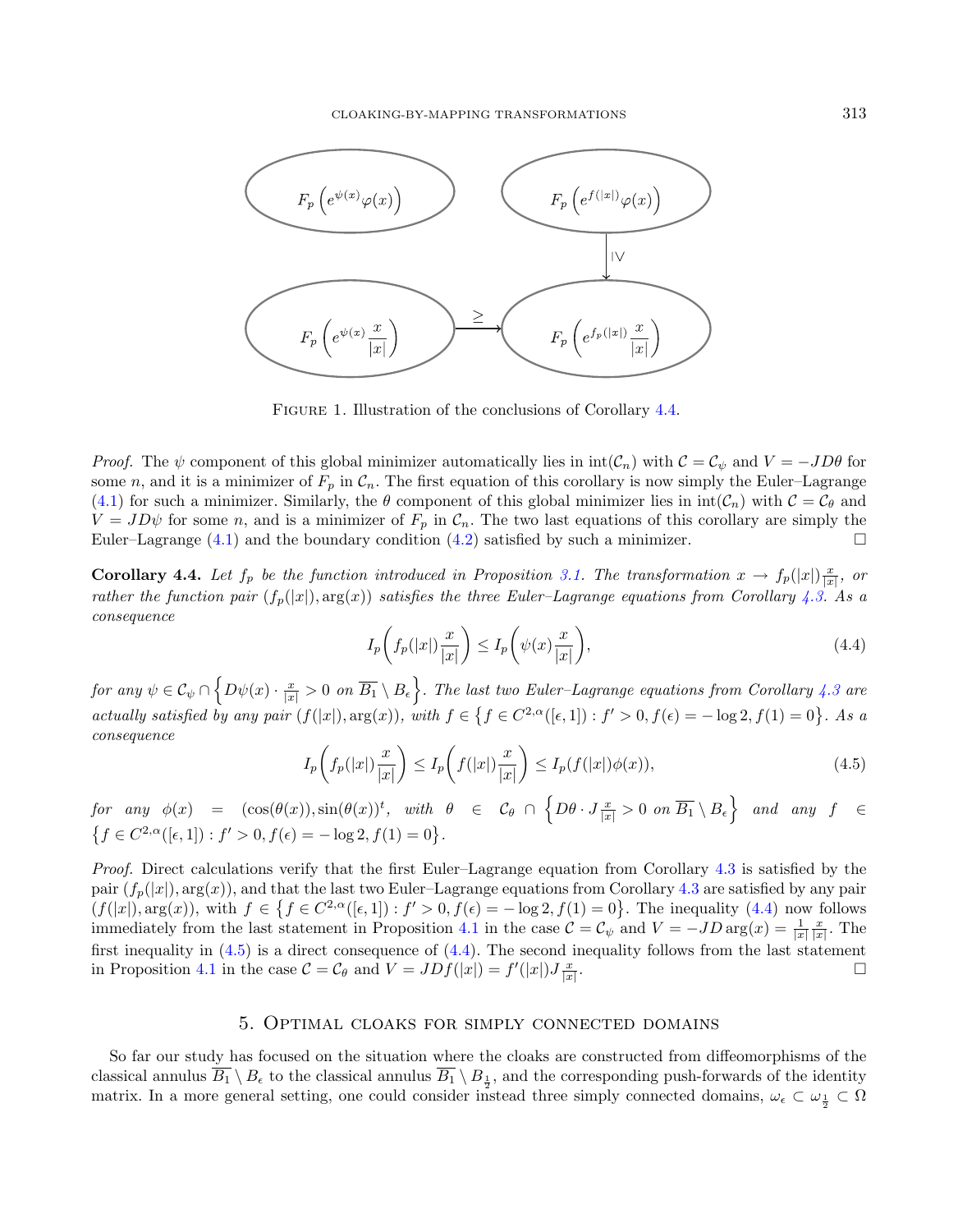FIGURE 1. Illustration of the conclusions of Corollary 4.4.

*Proof.* The $\psi$ component of this global minimizer automatically lies in $\text{int}(\mathcal{C}_n)$ with $\mathcal{C} = \mathcal{C}_\psi$ and $V = -JD\theta$ for some $n$, and it is a minimizer of $F_p$ in $\mathcal{C}_n$. The first equation of this corollary is now simply the Euler–Lagrange (4.1) for such a minimizer. Similarly, the $\theta$ component of this global minimizer lies in $\text{int}(\mathcal{C}_n)$ with $\mathcal{C} = \mathcal{C}_\theta$ and $V = JD\psi$ for some $n$, and is a minimizer of $F_p$ in $\mathcal{C}_n$. The two last equations of this corollary are simply the Euler–Lagrange (4.1) and the boundary condition (4.2) satisfied by such a minimizer. $\square$

**Corollary 4.4.** *Let $f_p$ be the function introduced in Proposition 3.1. The transformation $x \to f_p(|x|)\frac{x}{|x|}$, or rather the function pair $(f_p(|x|), \arg(x))$ satisfies the three Euler–Lagrange equations from Corollary 4.3. As a consequence*

$$I_p\left(f_p(|x|)\frac{x}{|x|}\right) \leq I_p\left(\psi(x)\frac{x}{|x|}\right), \tag{4.4}$$

*for any $\psi \in \mathcal{C}_\psi \cap \left\{D\psi(x)\cdot\frac{x}{|x|} > 0 \text{ on } \overline{B_1}\setminus B_\epsilon\right\}$. The last two Euler–Lagrange equations from Corollary 4.3 are actually satisfied by any pair $(f(|x|), \arg(x))$, with $f \in \left\{f \in C^{2,\alpha}([\epsilon,1]) : f' > 0, f(\epsilon) = -\log 2, f(1) = 0\right\}$. As a consequence*

$$I_p\left(f_p(|x|)\frac{x}{|x|}\right) \leq I_p\left(f(|x|)\frac{x}{|x|}\right) \leq I_p(f(|x|)\phi(x)), \tag{4.5}$$

*for any $\phi(x) = (\cos(\theta(x)), \sin(\theta(x))^t$, with $\theta \in \mathcal{C}_\theta \cap \left\{D\theta\cdot J\frac{x}{|x|} > 0 \text{ on } \overline{B_1}\setminus B_\epsilon\right\}$ and any $f \in \left\{f \in C^{2,\alpha}([\epsilon,1]) : f' > 0, f(\epsilon) = -\log 2, f(1) = 0\right\}$.*

*Proof.* Direct calculations verify that the first Euler–Lagrange equation from Corollary 4.3 is satisfied by the pair $(f_p(|x|), \arg(x))$, and that the last two Euler–Lagrange equations from Corollary 4.3 are satisfied by any pair $(f(|x|), \arg(x))$, with $f \in \left\{f \in C^{2,\alpha}([\epsilon,1]) : f' > 0, f(\epsilon) = -\log 2, f(1) = 0\right\}$. The inequality (4.4) now follows immediately from the last statement in Proposition 4.1 in the case $\mathcal{C} = \mathcal{C}_\psi$ and $V = -JD\arg(x) = \frac{1}{|x|}\frac{x}{|x|}$. The first inequality in (4.5) is a direct consequence of (4.4). The second inequality follows from the last statement in Proposition 4.1 in the case $\mathcal{C} = \mathcal{C}_\theta$ and $V = JDf(|x|) = f'(|x|)J\frac{x}{|x|}$. $\square$

## 5. Optimal cloaks for simply connected domains

So far our study has focused on the situation where the cloaks are constructed from diffeomorphisms of the classical annulus $\overline{B_1}\setminus B_\epsilon$ to the classical annulus $\overline{B_1}\setminus B_{\frac{1}{2}}$, and the corresponding push-forwards of the identity matrix. In a more general setting, one could consider instead three simply connected domains, $\omega_\epsilon \subset \omega_{\frac{1}{2}} \subset \Omega$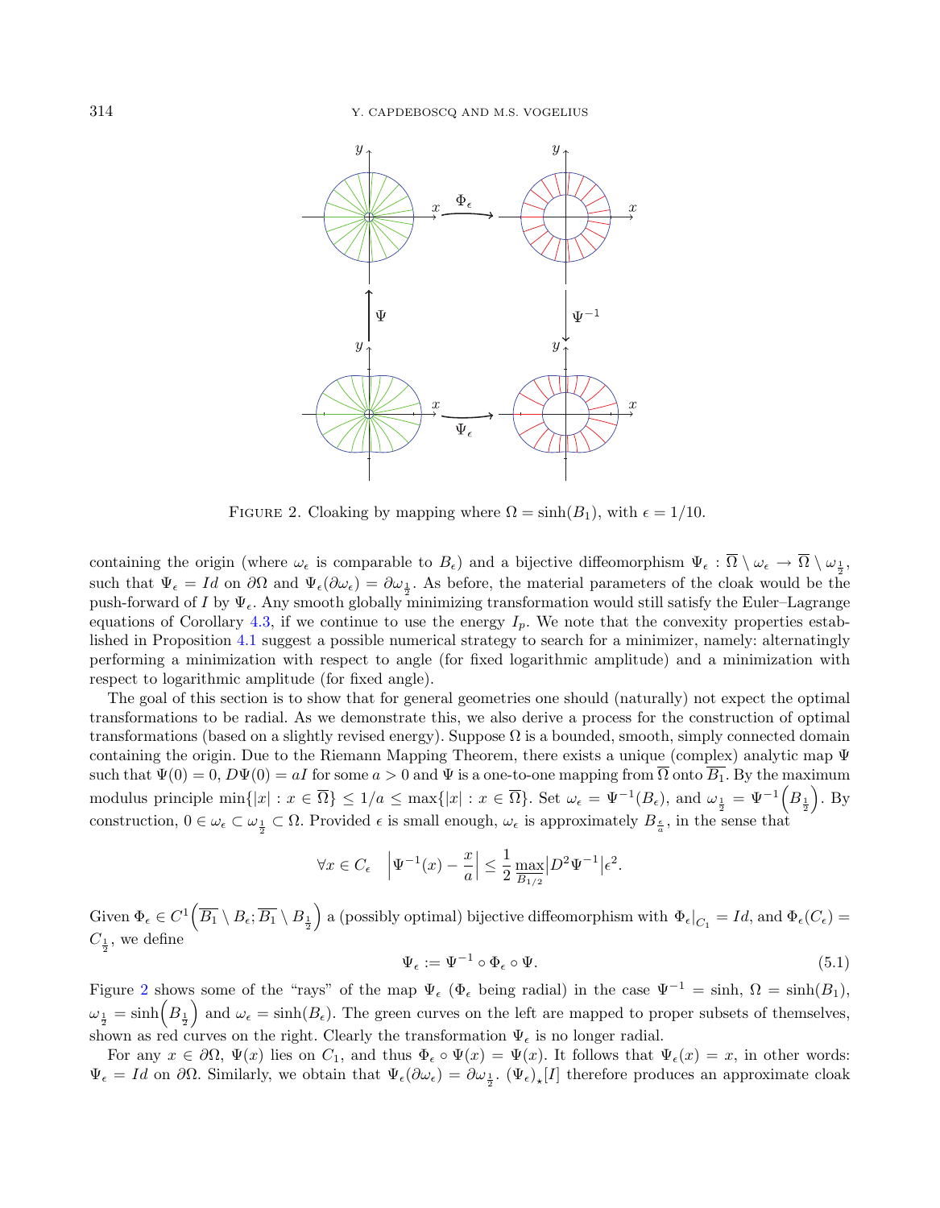FIGURE 2. Cloaking by mapping where $\Omega = \sinh(B_1)$, with $\epsilon = 1/10$.

containing the origin (where $\omega_\epsilon$ is comparable to $B_\epsilon$) and a bijective diffeomorphism $\Psi_\epsilon : \overline{\Omega} \setminus \omega_\epsilon \to \overline{\Omega} \setminus \omega_{\frac{1}{2}}$, such that $\Psi_\epsilon = Id$ on $\partial\Omega$ and $\Psi_\epsilon(\partial\omega_\epsilon) = \partial\omega_{\frac{1}{2}}$. As before, the material parameters of the cloak would be the push-forward of $I$ by $\Psi_\epsilon$. Any smooth globally minimizing transformation would still satisfy the Euler–Lagrange equations of Corollary 4.3, if we continue to use the energy $I_p$. We note that the convexity properties established in Proposition 4.1 suggest a possible numerical strategy to search for a minimizer, namely: alternatingly performing a minimization with respect to angle (for fixed logarithmic amplitude) and a minimization with respect to logarithmic amplitude (for fixed angle).

The goal of this section is to show that for general geometries one should (naturally) not expect the optimal transformations to be radial. As we demonstrate this, we also derive a process for the construction of optimal transformations (based on a slightly revised energy). Suppose $\Omega$ is a bounded, smooth, simply connected domain containing the origin. Due to the Riemann Mapping Theorem, there exists a unique (complex) analytic map $\Psi$ such that $\Psi(0) = 0$, $D\Psi(0) = aI$ for some $a > 0$ and $\Psi$ is a one-to-one mapping from $\overline{\Omega}$ onto $\overline{B_1}$. By the maximum modulus principle $\min\{|x| : x \in \overline{\Omega}\} \leq 1/a \leq \max\{|x| : x \in \overline{\Omega}\}$. Set $\omega_\epsilon = \Psi^{-1}(B_\epsilon)$, and $\omega_{\frac{1}{2}} = \Psi^{-1}\left(B_{\frac{1}{2}}\right)$. By construction, $0 \in \omega_\epsilon \subset \omega_{\frac{1}{2}} \subset \Omega$. Provided $\epsilon$ is small enough, $\omega_\epsilon$ is approximately $B_{\frac{\epsilon}{a}}$, in the sense that

$$\forall x \in C_\epsilon \quad \left|\Psi^{-1}(x) - \frac{x}{a}\right| \leq \frac{1}{2}\max_{B_{1/2}}\left|D^2\Psi^{-1}\right|\epsilon^2.$$

Given $\Phi_\epsilon \in C^1\left(\overline{B_1} \setminus B_\epsilon; \overline{B_1} \setminus B_{\frac{1}{2}}\right)$ a (possibly optimal) bijective diffeomorphism with $\Phi_\epsilon\big|_{C_1} = Id$, and $\Phi_\epsilon(C_\epsilon) = C_{\frac{1}{2}}$, we define

$$\Psi_\epsilon := \Psi^{-1} \circ \Phi_\epsilon \circ \Psi. \tag{5.1}$$

Figure 2 shows some of the "rays" of the map $\Psi_\epsilon$ ($\Phi_\epsilon$ being radial) in the case $\Psi^{-1} = \sinh$, $\Omega = \sinh(B_1)$, $\omega_{\frac{1}{2}} = \sinh\left(B_{\frac{1}{2}}\right)$ and $\omega_\epsilon = \sinh(B_\epsilon)$. The green curves on the left are mapped to proper subsets of themselves, shown as red curves on the right. Clearly the transformation $\Psi_\epsilon$ is no longer radial.

For any $x \in \partial\Omega$, $\Psi(x)$ lies on $C_1$, and thus $\Phi_\epsilon \circ \Psi(x) = \Psi(x)$. It follows that $\Psi_\epsilon(x) = x$, in other words: $\Psi_\epsilon = Id$ on $\partial\Omega$. Similarly, we obtain that $\Psi_\epsilon(\partial\omega_\epsilon) = \partial\omega_{\frac{1}{2}}$. $(\Psi_\epsilon)_\star[I]$ therefore produces an approximate cloak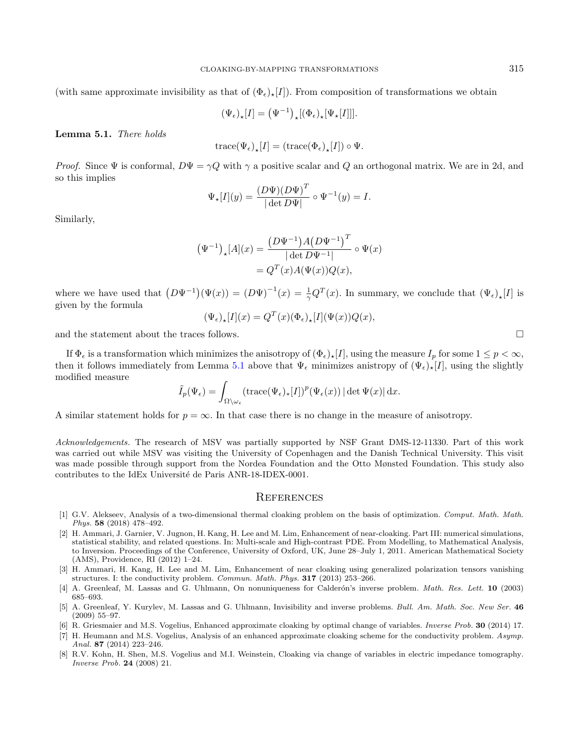(with same approximate invisibility as that of $(\Phi_\epsilon)_\star[I]$). From composition of transformations we obtain

$$(\Psi_\epsilon)_\star[I] = \left(\Psi^{-1}\right)_\star[(\Phi_\epsilon)_\star[\Psi_\star[I]]].$$

**Lemma 5.1.** *There holds*

$$\mathrm{trace}(\Psi_\epsilon)_\star[I] = \left(\mathrm{trace}(\Phi_\epsilon)_\star[I]\right) \circ \Psi.$$

*Proof.* Since $\Psi$ is conformal, $D\Psi = \gamma Q$ with $\gamma$ a positive scalar and $Q$ an orthogonal matrix. We are in 2d, and so this implies

$$\Psi_\star[I](y) = \frac{(D\Psi)(D\Psi)^T}{|\det D\Psi|} \circ \Psi^{-1}(y) = I.$$

Similarly,

$$\begin{aligned}
\left(\Psi^{-1}\right)_\star[A](x) &= \frac{\left(D\Psi^{-1}\right)A\left(D\Psi^{-1}\right)^T}{|\det D\Psi^{-1}|} \circ \Psi(x) \\
&= Q^T(x)A(\Psi(x))Q(x),
\end{aligned}$$

where we have used that $\left(D\Psi^{-1}\right)(\Psi(x)) = (D\Psi)^{-1}(x) = \frac{1}{\gamma}Q^T(x)$. In summary, we conclude that $(\Psi_\epsilon)_\star[I]$ is given by the formula

$$(\Psi_\epsilon)_\star[I](x) = Q^T(x)(\Phi_\epsilon)_\star[I](\Psi(x))Q(x),$$

and the statement about the traces follows. $\square$

If $\Phi_\epsilon$ is a transformation which minimizes the anisotropy of $(\Phi_\epsilon)_\star[I]$, using the measure $I_p$ for some $1 \le p < \infty$, then it follows immediately from Lemma 5.1 above that $\Psi_\epsilon$ minimizes anistropy of $(\Psi_\epsilon)_\star[I]$, using the slightly modified measure

$$\tilde{I}_p(\Psi_\epsilon) = \int_{\Omega\setminus\omega_\epsilon} \left(\mathrm{trace}(\Psi_\epsilon)_*[I]\right)^p(\Psi_\epsilon(x))\,|\det\Psi(x)|\,\mathrm{d}x.$$

A similar statement holds for $p = \infty$. In that case there is no change in the measure of anisotropy.

*Acknowledgements.* The research of MSV was partially supported by NSF Grant DMS-12-11330. Part of this work was carried out while MSV was visiting the University of Copenhagen and the Danish Technical University. This visit was made possible through support from the Nordea Foundation and the Otto Mønsted Foundation. This study also contributes to the IdEx Université de Paris ANR-18-IDEX-0001.

## References

[1] G.V. Alekseev, Analysis of a two-dimensional thermal cloaking problem on the basis of optimization. *Comput. Math. Math. Phys.* **58** (2018) 478–492.

[2] H. Ammari, J. Garnier, V. Jugnon, H. Kang, H. Lee and M. Lim, Enhancement of near-cloaking. Part III: numerical simulations, statistical stability, and related questions. In: Multi-scale and High-contrast PDE. From Modelling, to Mathematical Analysis, to Inversion. Proceedings of the Conference, University of Oxford, UK, June 28–July 1, 2011. American Mathematical Society (AMS), Providence, RI (2012) 1–24.

[3] H. Ammari, H. Kang, H. Lee and M. Lim, Enhancement of near cloaking using generalized polarization tensors vanishing structures. I: the conductivity problem. *Commun. Math. Phys.* **317** (2013) 253–266.

[4] A. Greenleaf, M. Lassas and G. Uhlmann, On nonuniqueness for Calderón's inverse problem. *Math. Res. Lett.* **10** (2003) 685–693.

[5] A. Greenleaf, Y. Kurylev, M. Lassas and G. Uhlmann, Invisibility and inverse problems. *Bull. Am. Math. Soc. New Ser.* **46** (2009) 55–97.

[6] R. Griesmaier and M.S. Vogelius, Enhanced approximate cloaking by optimal change of variables. *Inverse Prob.* **30** (2014) 17.

[7] H. Heumann and M.S. Vogelius, Analysis of an enhanced approximate cloaking scheme for the conductivity problem. *Asymp. Anal.* **87** (2014) 223–246.

[8] R.V. Kohn, H. Shen, M.S. Vogelius and M.I. Weinstein, Cloaking via change of variables in electric impedance tomography. *Inverse Prob.* **24** (2008) 21.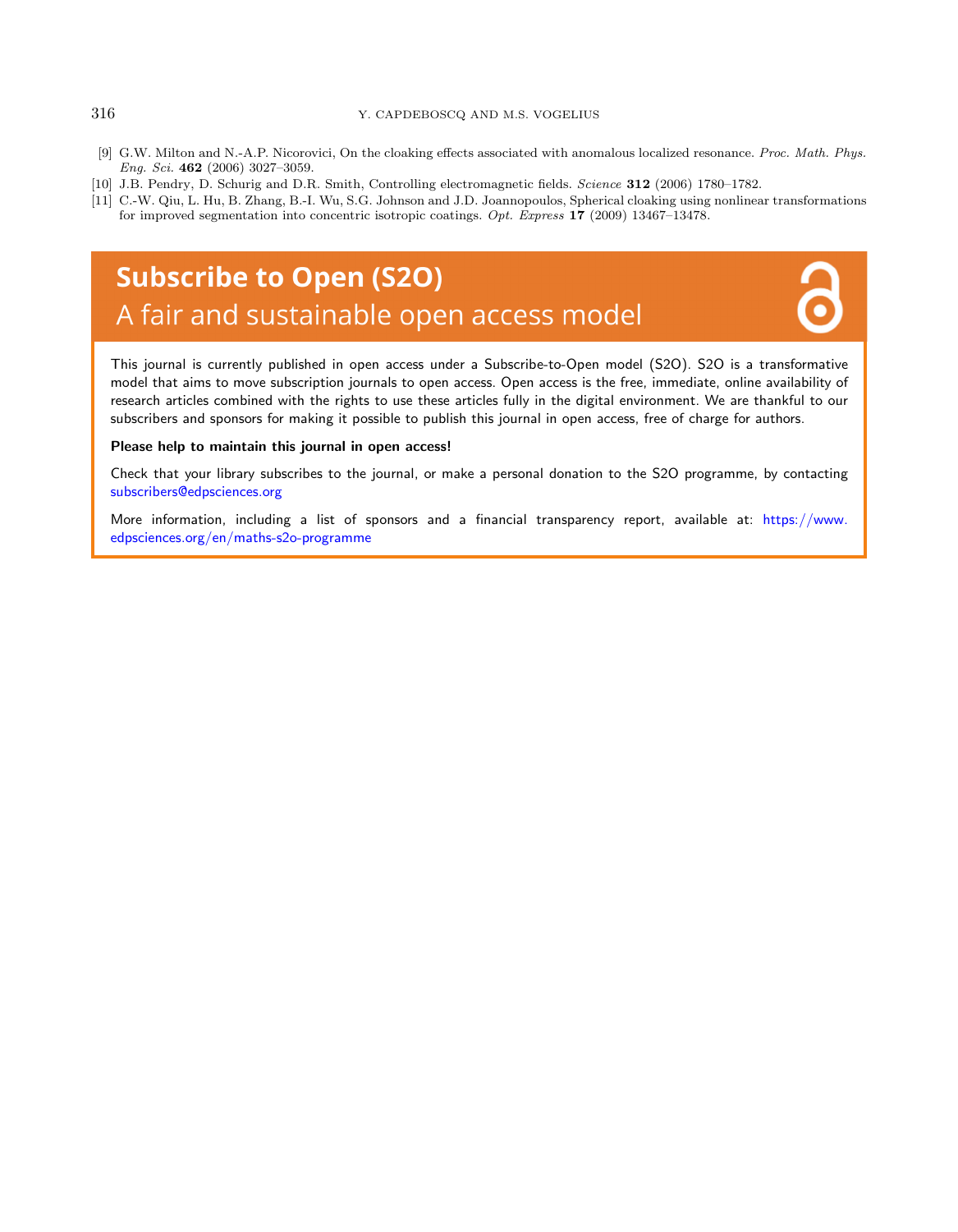[9] G.W. Milton and N.-A.P. Nicorovici, On the cloaking effects associated with anomalous localized resonance. *Proc. Math. Phys. Eng. Sci.* **462** (2006) 3027–3059.

[10] J.B. Pendry, D. Schurig and D.R. Smith, Controlling electromagnetic fields. *Science* **312** (2006) 1780–1782.

[11] C.-W. Qiu, L. Hu, B. Zhang, B.-I. Wu, S.G. Johnson and J.D. Joannopoulos, Spherical cloaking using nonlinear transformations for improved segmentation into concentric isotropic coatings. *Opt. Express* **17** (2009) 13467–13478.

## Subscribe to Open (S2O)

A fair and sustainable open access model

This journal is currently published in open access under a Subscribe-to-Open model (S2O). S2O is a transformative model that aims to move subscription journals to open access. Open access is the free, immediate, online availability of research articles combined with the rights to use these articles fully in the digital environment. We are thankful to our subscribers and sponsors for making it possible to publish this journal in open access, free of charge for authors.

**Please help to maintain this journal in open access!**

Check that your library subscribes to the journal, or make a personal donation to the S2O programme, by contacting subscribers@edpsciences.org

More information, including a list of sponsors and a financial transparency report, available at: https://www.edpsciences.org/en/maths-s2o-programme